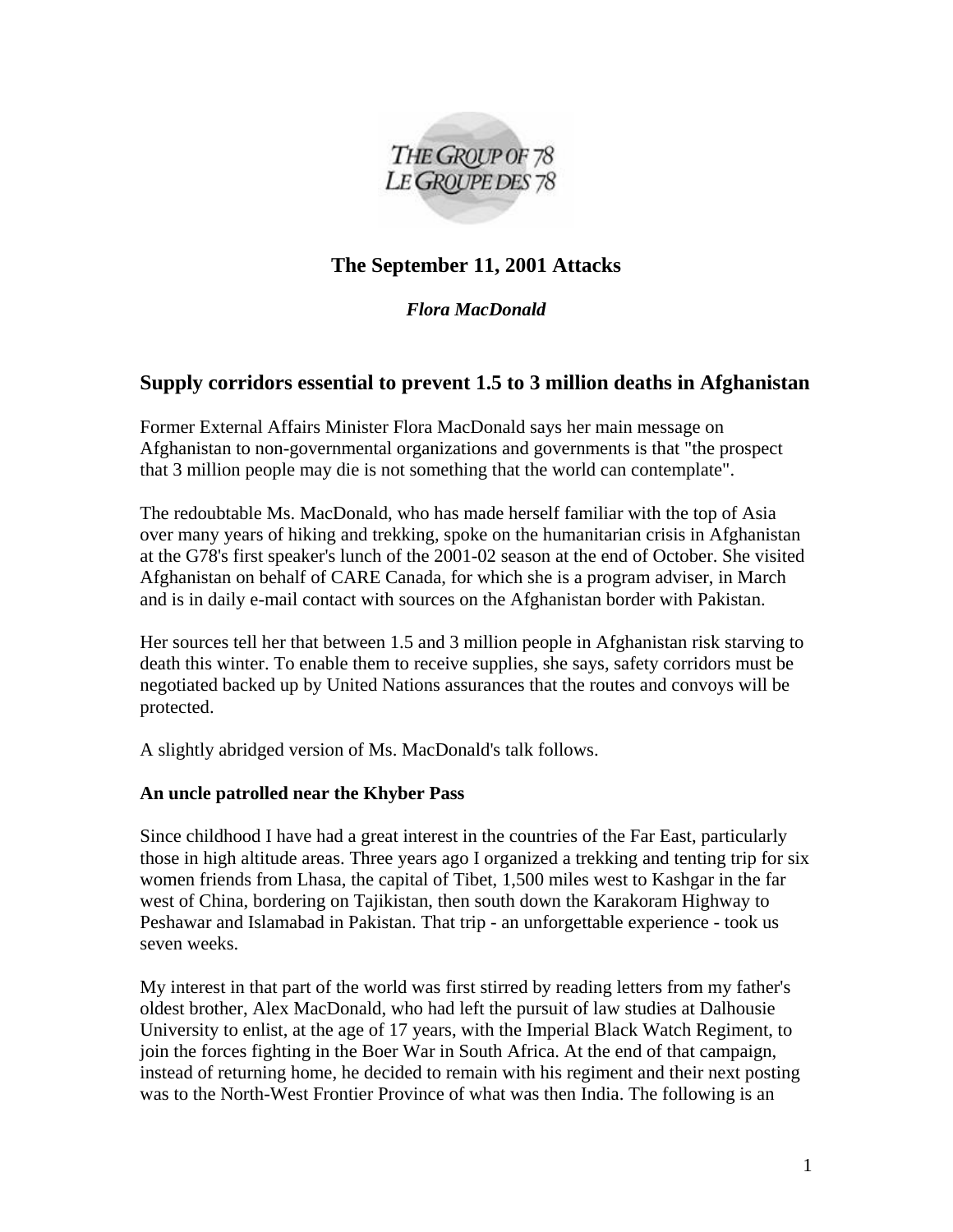THE GROUP OF 78
LE GROUPE DES 78

# The September 11, 2001 Attacks

***Flora MacDonald***

## Supply corridors essential to prevent 1.5 to 3 million deaths in Afghanistan

Former External Affairs Minister Flora MacDonald says her main message on Afghanistan to non-governmental organizations and governments is that "the prospect that 3 million people may die is not something that the world can contemplate".

The redoubtable Ms. MacDonald, who has made herself familiar with the top of Asia over many years of hiking and trekking, spoke on the humanitarian crisis in Afghanistan at the G78's first speaker's lunch of the 2001-02 season at the end of October. She visited Afghanistan on behalf of CARE Canada, for which she is a program adviser, in March and is in daily e-mail contact with sources on the Afghanistan border with Pakistan.

Her sources tell her that between 1.5 and 3 million people in Afghanistan risk starving to death this winter. To enable them to receive supplies, she says, safety corridors must be negotiated backed up by United Nations assurances that the routes and convoys will be protected.

A slightly abridged version of Ms. MacDonald's talk follows.

**An uncle patrolled near the Khyber Pass**

Since childhood I have had a great interest in the countries of the Far East, particularly those in high altitude areas. Three years ago I organized a trekking and tenting trip for six women friends from Lhasa, the capital of Tibet, 1,500 miles west to Kashgar in the far west of China, bordering on Tajikistan, then south down the Karakoram Highway to Peshawar and Islamabad in Pakistan. That trip - an unforgettable experience - took us seven weeks.

My interest in that part of the world was first stirred by reading letters from my father's oldest brother, Alex MacDonald, who had left the pursuit of law studies at Dalhousie University to enlist, at the age of 17 years, with the Imperial Black Watch Regiment, to join the forces fighting in the Boer War in South Africa. At the end of that campaign, instead of returning home, he decided to remain with his regiment and their next posting was to the North-West Frontier Province of what was then India. The following is an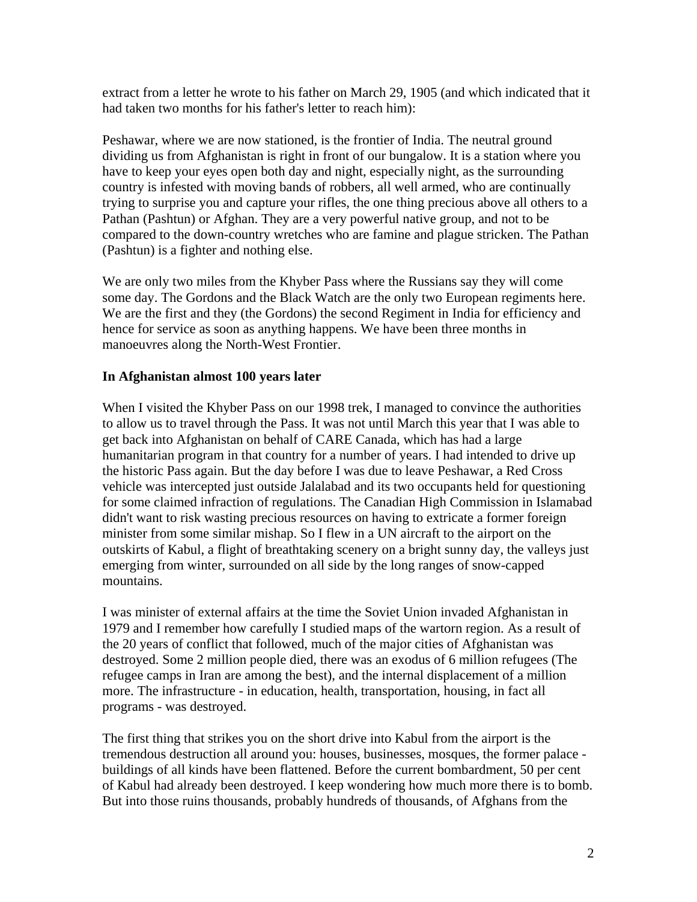extract from a letter he wrote to his father on March 29, 1905 (and which indicated that it had taken two months for his father's letter to reach him):

Peshawar, where we are now stationed, is the frontier of India. The neutral ground dividing us from Afghanistan is right in front of our bungalow. It is a station where you have to keep your eyes open both day and night, especially night, as the surrounding country is infested with moving bands of robbers, all well armed, who are continually trying to surprise you and capture your rifles, the one thing precious above all others to a Pathan (Pashtun) or Afghan. They are a very powerful native group, and not to be compared to the down-country wretches who are famine and plague stricken. The Pathan (Pashtun) is a fighter and nothing else.

We are only two miles from the Khyber Pass where the Russians say they will come some day. The Gordons and the Black Watch are the only two European regiments here. We are the first and they (the Gordons) the second Regiment in India for efficiency and hence for service as soon as anything happens. We have been three months in manoeuvres along the North-West Frontier.

**In Afghanistan almost 100 years later**

When I visited the Khyber Pass on our 1998 trek, I managed to convince the authorities to allow us to travel through the Pass. It was not until March this year that I was able to get back into Afghanistan on behalf of CARE Canada, which has had a large humanitarian program in that country for a number of years. I had intended to drive up the historic Pass again. But the day before I was due to leave Peshawar, a Red Cross vehicle was intercepted just outside Jalalabad and its two occupants held for questioning for some claimed infraction of regulations. The Canadian High Commission in Islamabad didn't want to risk wasting precious resources on having to extricate a former foreign minister from some similar mishap. So I flew in a UN aircraft to the airport on the outskirts of Kabul, a flight of breathtaking scenery on a bright sunny day, the valleys just emerging from winter, surrounded on all side by the long ranges of snow-capped mountains.

I was minister of external affairs at the time the Soviet Union invaded Afghanistan in 1979 and I remember how carefully I studied maps of the wartorn region. As a result of the 20 years of conflict that followed, much of the major cities of Afghanistan was destroyed. Some 2 million people died, there was an exodus of 6 million refugees (The refugee camps in Iran are among the best), and the internal displacement of a million more. The infrastructure - in education, health, transportation, housing, in fact all programs - was destroyed.

The first thing that strikes you on the short drive into Kabul from the airport is the tremendous destruction all around you: houses, businesses, mosques, the former palace - buildings of all kinds have been flattened. Before the current bombardment, 50 per cent of Kabul had already been destroyed. I keep wondering how much more there is to bomb. But into those ruins thousands, probably hundreds of thousands, of Afghans from the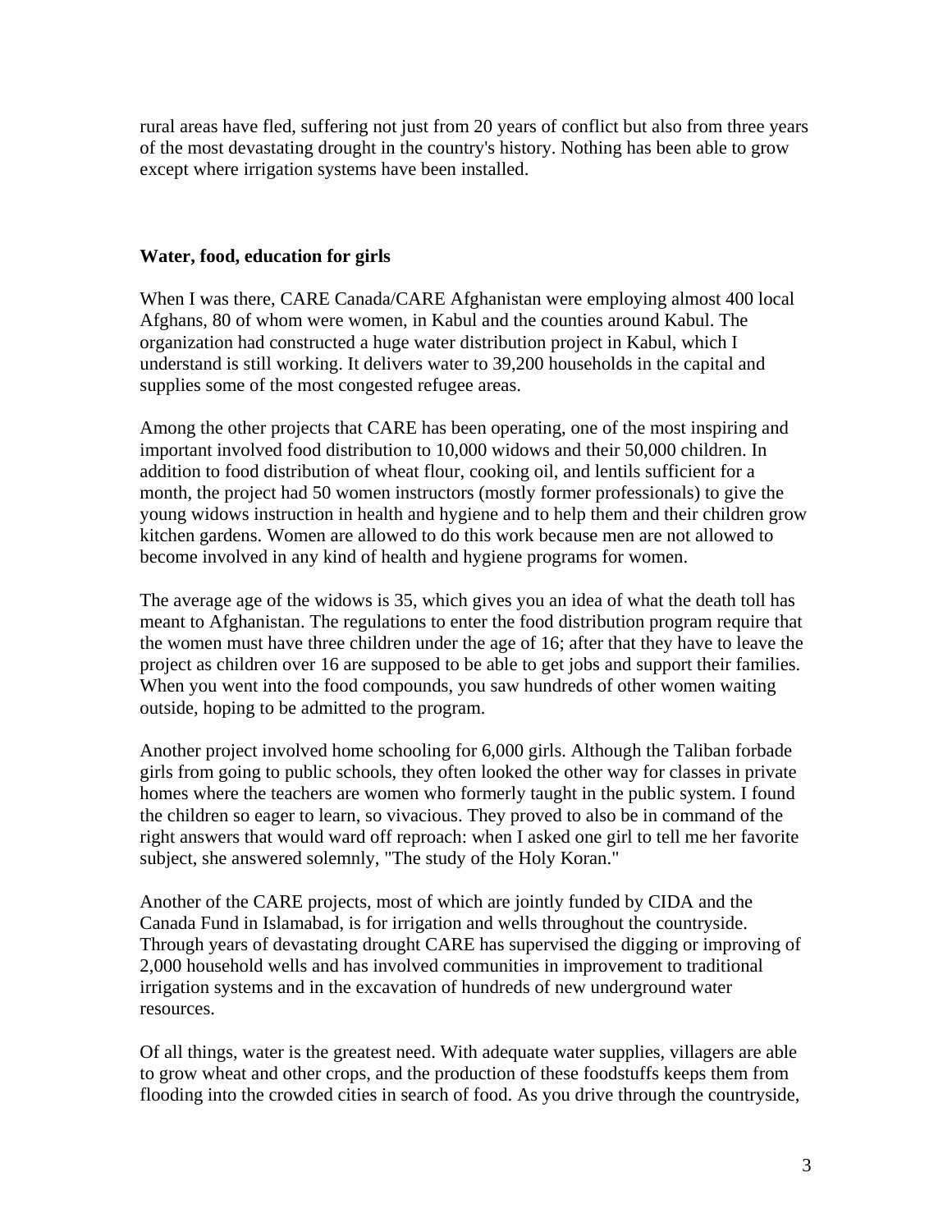rural areas have fled, suffering not just from 20 years of conflict but also from three years of the most devastating drought in the country's history. Nothing has been able to grow except where irrigation systems have been installed.

**Water, food, education for girls**

When I was there, CARE Canada/CARE Afghanistan were employing almost 400 local Afghans, 80 of whom were women, in Kabul and the counties around Kabul. The organization had constructed a huge water distribution project in Kabul, which I understand is still working. It delivers water to 39,200 households in the capital and supplies some of the most congested refugee areas.

Among the other projects that CARE has been operating, one of the most inspiring and important involved food distribution to 10,000 widows and their 50,000 children. In addition to food distribution of wheat flour, cooking oil, and lentils sufficient for a month, the project had 50 women instructors (mostly former professionals) to give the young widows instruction in health and hygiene and to help them and their children grow kitchen gardens. Women are allowed to do this work because men are not allowed to become involved in any kind of health and hygiene programs for women.

The average age of the widows is 35, which gives you an idea of what the death toll has meant to Afghanistan. The regulations to enter the food distribution program require that the women must have three children under the age of 16; after that they have to leave the project as children over 16 are supposed to be able to get jobs and support their families. When you went into the food compounds, you saw hundreds of other women waiting outside, hoping to be admitted to the program.

Another project involved home schooling for 6,000 girls. Although the Taliban forbade girls from going to public schools, they often looked the other way for classes in private homes where the teachers are women who formerly taught in the public system. I found the children so eager to learn, so vivacious. They proved to also be in command of the right answers that would ward off reproach: when I asked one girl to tell me her favorite subject, she answered solemnly, "The study of the Holy Koran."

Another of the CARE projects, most of which are jointly funded by CIDA and the Canada Fund in Islamabad, is for irrigation and wells throughout the countryside. Through years of devastating drought CARE has supervised the digging or improving of 2,000 household wells and has involved communities in improvement to traditional irrigation systems and in the excavation of hundreds of new underground water resources.

Of all things, water is the greatest need. With adequate water supplies, villagers are able to grow wheat and other crops, and the production of these foodstuffs keeps them from flooding into the crowded cities in search of food. As you drive through the countryside,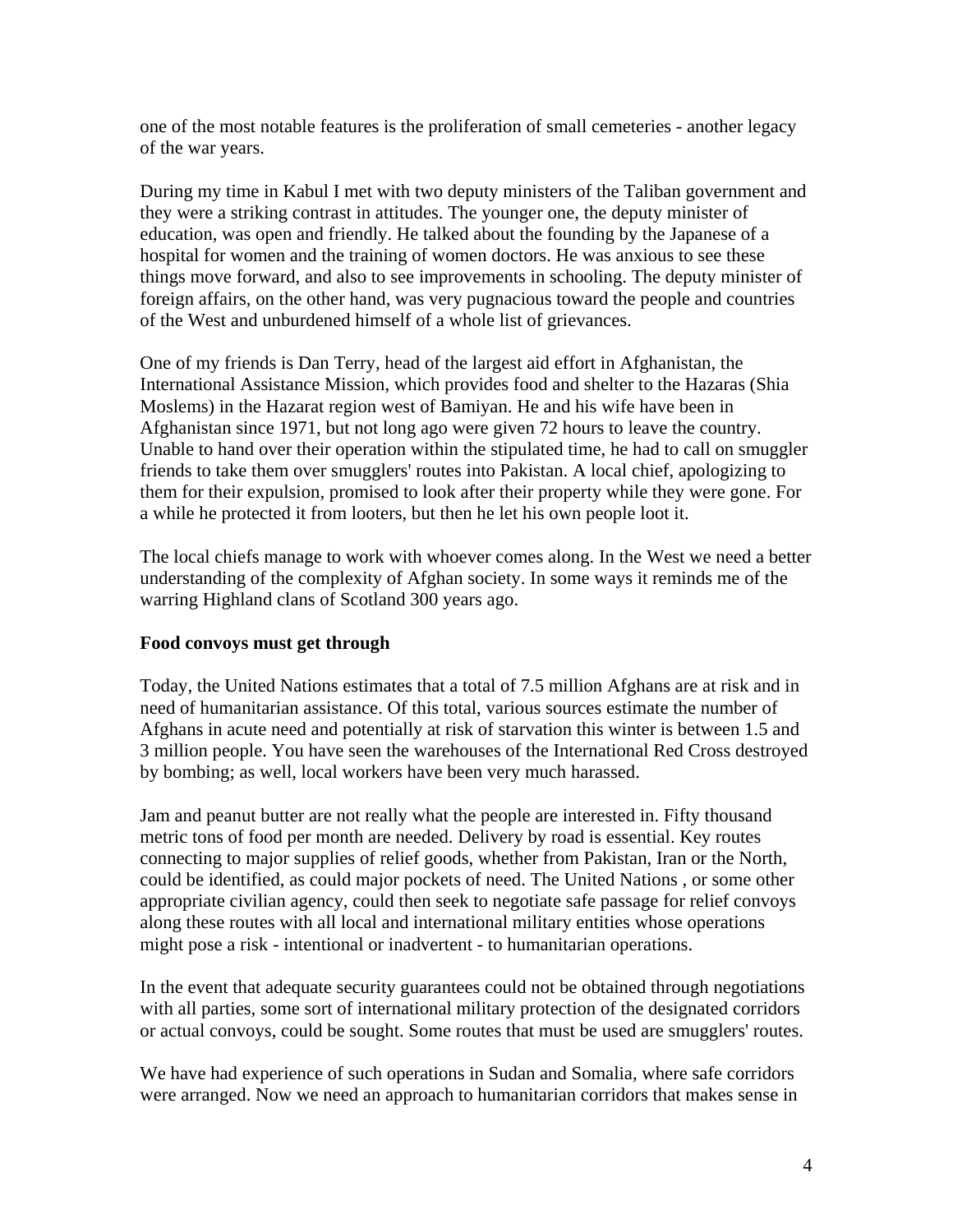one of the most notable features is the proliferation of small cemeteries - another legacy of the war years.

During my time in Kabul I met with two deputy ministers of the Taliban government and they were a striking contrast in attitudes. The younger one, the deputy minister of education, was open and friendly. He talked about the founding by the Japanese of a hospital for women and the training of women doctors. He was anxious to see these things move forward, and also to see improvements in schooling. The deputy minister of foreign affairs, on the other hand, was very pugnacious toward the people and countries of the West and unburdened himself of a whole list of grievances.

One of my friends is Dan Terry, head of the largest aid effort in Afghanistan, the International Assistance Mission, which provides food and shelter to the Hazaras (Shia Moslems) in the Hazarat region west of Bamiyan. He and his wife have been in Afghanistan since 1971, but not long ago were given 72 hours to leave the country. Unable to hand over their operation within the stipulated time, he had to call on smuggler friends to take them over smugglers' routes into Pakistan. A local chief, apologizing to them for their expulsion, promised to look after their property while they were gone. For a while he protected it from looters, but then he let his own people loot it.

The local chiefs manage to work with whoever comes along. In the West we need a better understanding of the complexity of Afghan society. In some ways it reminds me of the warring Highland clans of Scotland 300 years ago.

**Food convoys must get through**

Today, the United Nations estimates that a total of 7.5 million Afghans are at risk and in need of humanitarian assistance. Of this total, various sources estimate the number of Afghans in acute need and potentially at risk of starvation this winter is between 1.5 and 3 million people. You have seen the warehouses of the International Red Cross destroyed by bombing; as well, local workers have been very much harassed.

Jam and peanut butter are not really what the people are interested in. Fifty thousand metric tons of food per month are needed. Delivery by road is essential. Key routes connecting to major supplies of relief goods, whether from Pakistan, Iran or the North, could be identified, as could major pockets of need. The United Nations , or some other appropriate civilian agency, could then seek to negotiate safe passage for relief convoys along these routes with all local and international military entities whose operations might pose a risk - intentional or inadvertent - to humanitarian operations.

In the event that adequate security guarantees could not be obtained through negotiations with all parties, some sort of international military protection of the designated corridors or actual convoys, could be sought. Some routes that must be used are smugglers' routes.

We have had experience of such operations in Sudan and Somalia, where safe corridors were arranged. Now we need an approach to humanitarian corridors that makes sense in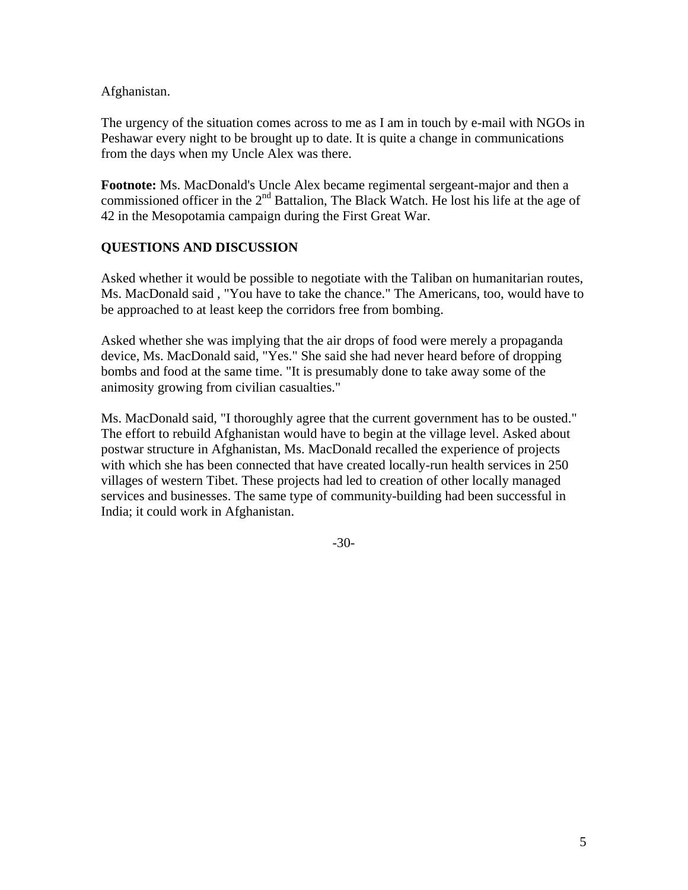Afghanistan.

The urgency of the situation comes across to me as I am in touch by e-mail with NGOs in Peshawar every night to be brought up to date. It is quite a change in communications from the days when my Uncle Alex was there.

**Footnote:** Ms. MacDonald's Uncle Alex became regimental sergeant-major and then a commissioned officer in the 2nd Battalion, The Black Watch. He lost his life at the age of 42 in the Mesopotamia campaign during the First Great War.

## QUESTIONS AND DISCUSSION

Asked whether it would be possible to negotiate with the Taliban on humanitarian routes, Ms. MacDonald said , "You have to take the chance." The Americans, too, would have to be approached to at least keep the corridors free from bombing.

Asked whether she was implying that the air drops of food were merely a propaganda device, Ms. MacDonald said, "Yes." She said she had never heard before of dropping bombs and food at the same time. "It is presumably done to take away some of the animosity growing from civilian casualties."

Ms. MacDonald said, "I thoroughly agree that the current government has to be ousted." The effort to rebuild Afghanistan would have to begin at the village level. Asked about postwar structure in Afghanistan, Ms. MacDonald recalled the experience of projects with which she has been connected that have created locally-run health services in 250 villages of western Tibet. These projects had led to creation of other locally managed services and businesses. The same type of community-building had been successful in India; it could work in Afghanistan.

-30-